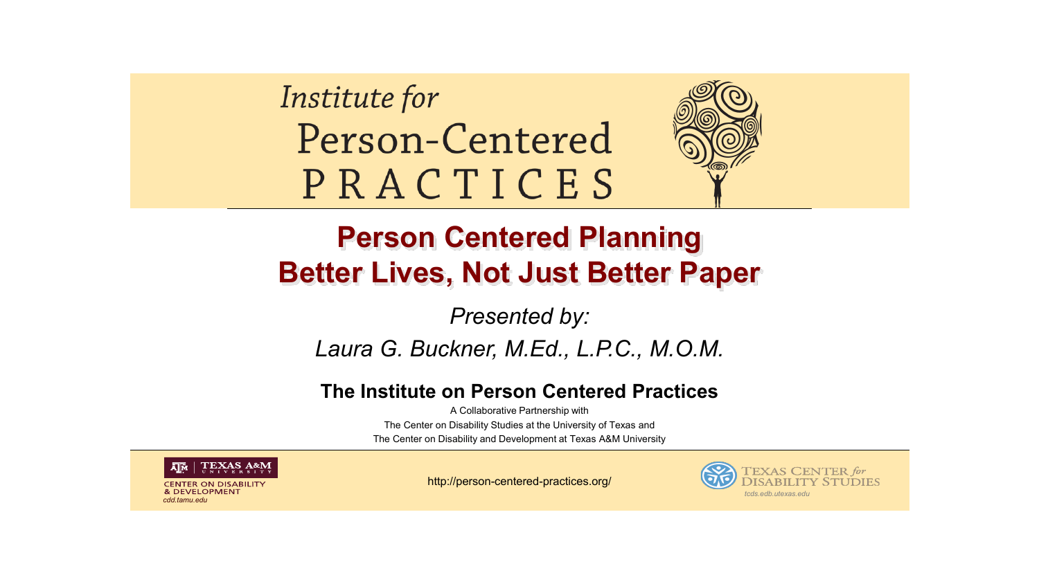Institute for Person-Centered PRACTICES

# Person Centered Planning
# Better Lives, Not Just Better Paper

*Presented by:*

*Laura G. Buckner, M.Ed., L.P.C., M.O.M.*

**The Institute on Person Centered Practices**

A Collaborative Partnership with

The Center on Disability Studies at the University of Texas and

The Center on Disability and Development at Texas A&M University

TEXAS A&M UNIVERSITY CENTER ON DISABILITY & DEVELOPMENT *cdd.tamu.edu*

http://person-centered-practices.org/

TEXAS CENTER *for* DISABILITY STUDIES *tcds.edb.utexas.edu*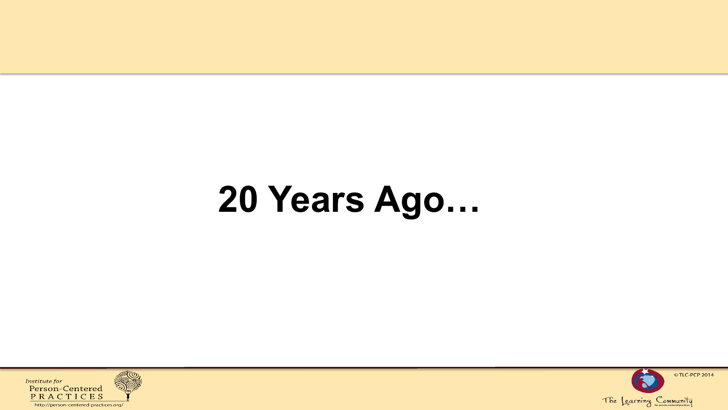# 20 Years Ago…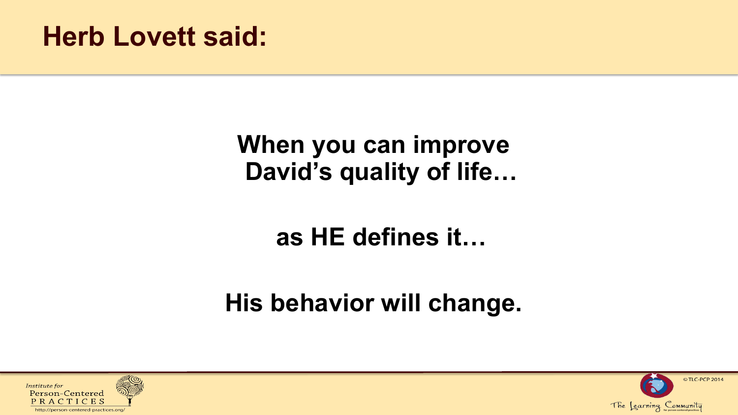# Herb Lovett said:

**When you can improve David's quality of life…**

**as HE defines it…**

**His behavior will change.**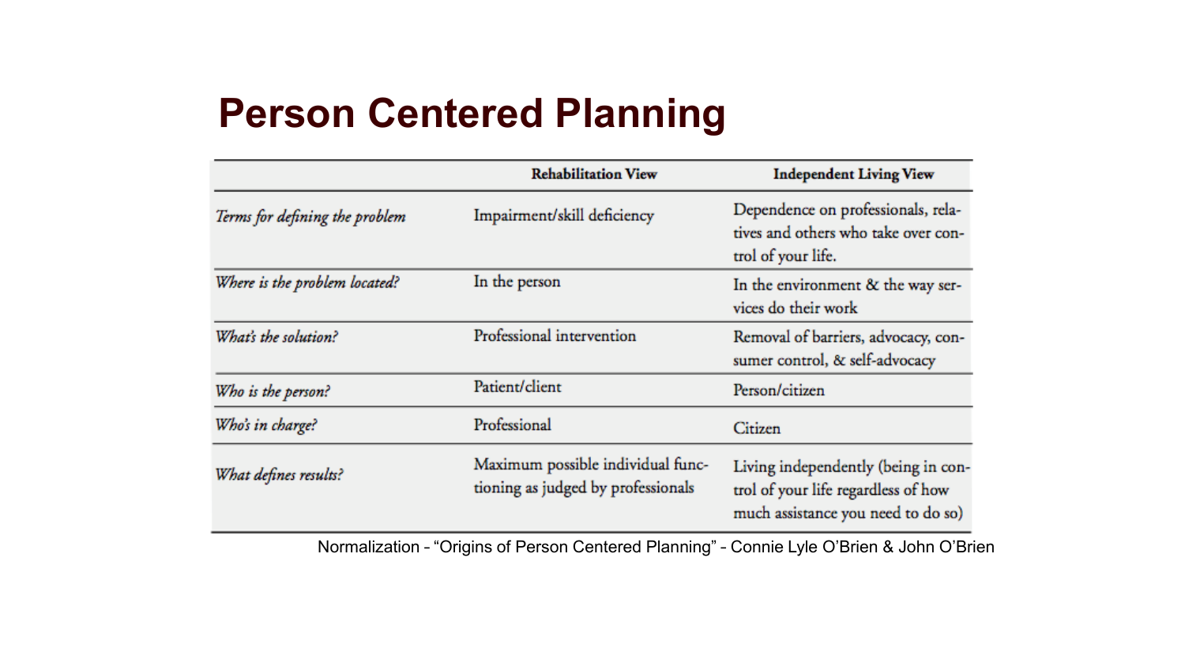# Person Centered Planning

| | Rehabilitation View | Independent Living View |
|---|---|---|
| *Terms for defining the problem* | Impairment/skill deficiency | Dependence on professionals, relatives and others who take over control of your life. |
| *Where is the problem located?* | In the person | In the environment & the way services do their work |
| *What's the solution?* | Professional intervention | Removal of barriers, advocacy, consumer control, & self-advocacy |
| *Who is the person?* | Patient/client | Person/citizen |
| *Who's in charge?* | Professional | Citizen |
| *What defines results?* | Maximum possible individual functioning as judged by professionals | Living independently (being in control of your life regardless of how much assistance you need to do so) |

Normalization - “Origins of Person Centered Planning” - Connie Lyle O’Brien & John O’Brien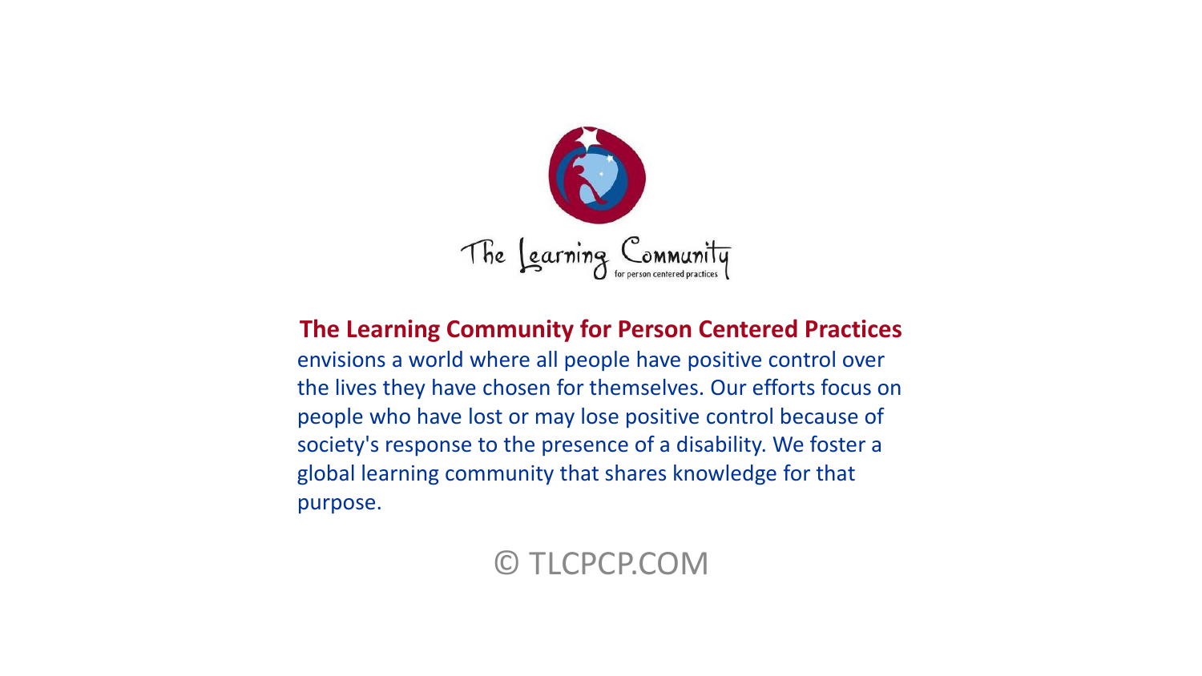The Learning Community for person centered practices

**The Learning Community for Person Centered Practices** envisions a world where all people have positive control over the lives they have chosen for themselves. Our efforts focus on people who have lost or may lose positive control because of society's response to the presence of a disability. We foster a global learning community that shares knowledge for that purpose.

© TLCPCP.COM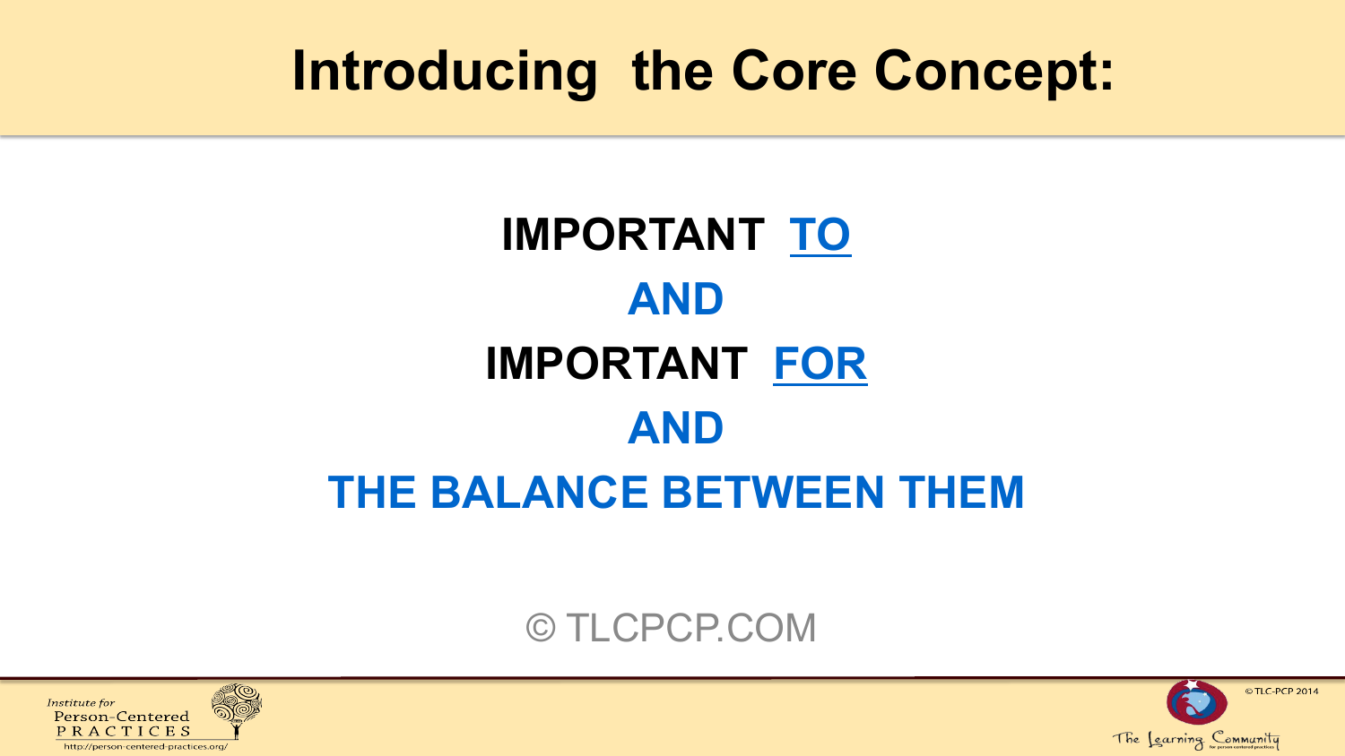# Introducing the Core Concept:

**IMPORTANT TO**

**AND**

**IMPORTANT FOR**

**AND**

**THE BALANCE BETWEEN THEM**

© TLCPCP.COM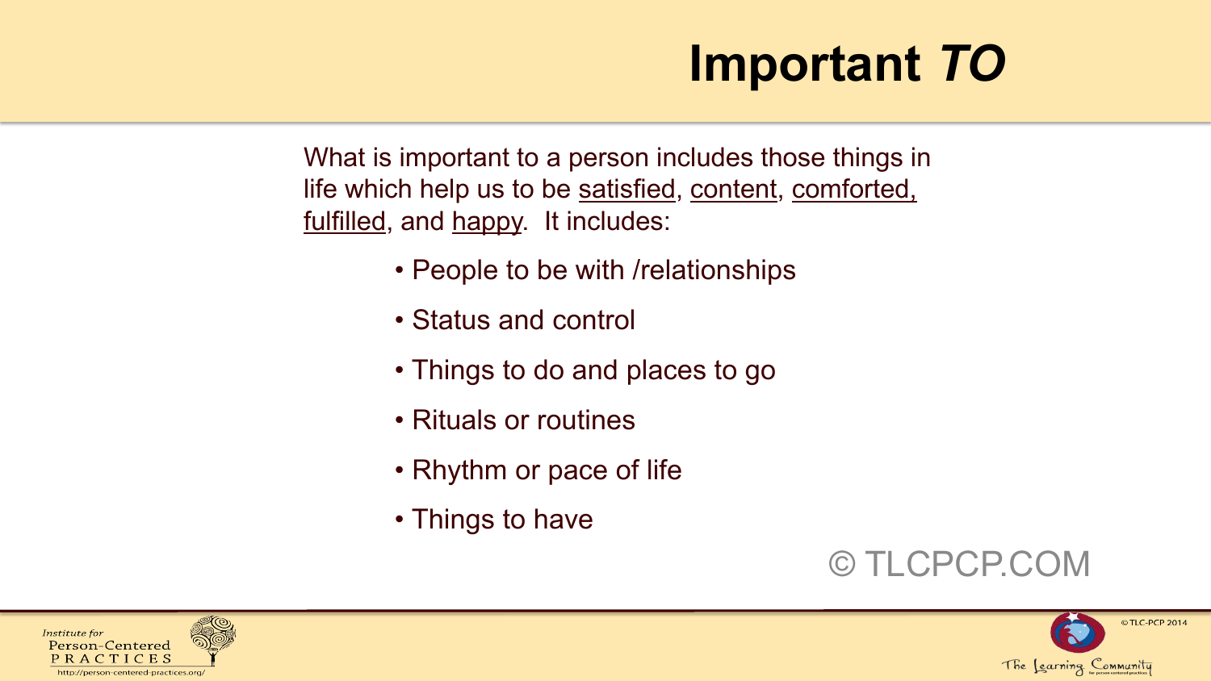# Important *TO*

What is important to a person includes those things in life which help us to be <u>satisfied</u>, <u>content</u>, <u>comforted,</u> <u>fulfilled</u>, and <u>happy</u>. It includes:

- People to be with /relationships
- Status and control
- Things to do and places to go
- Rituals or routines
- Rhythm or pace of life
- Things to have

© TLCPCP.COM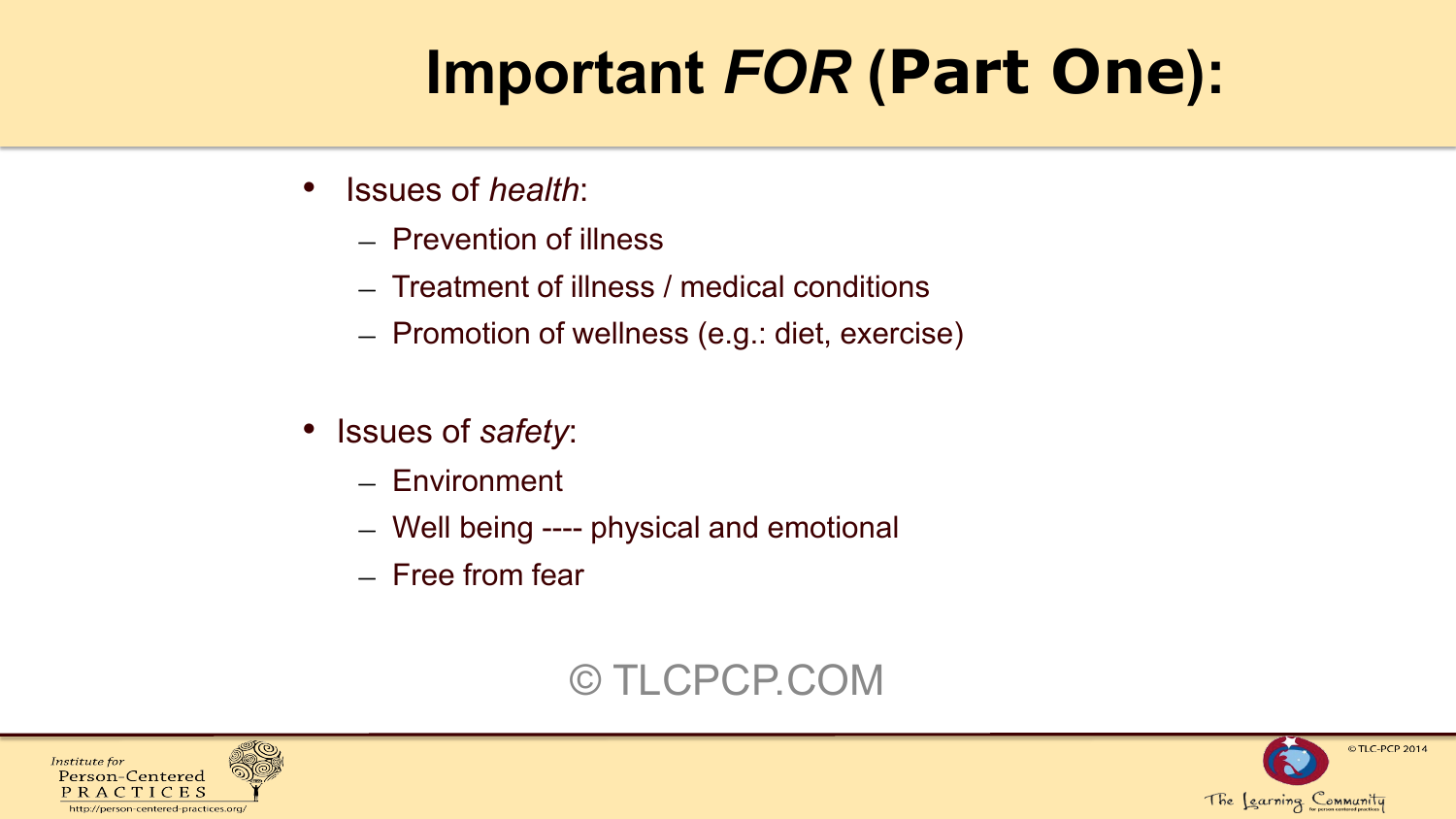# Important *FOR* (Part One):

- Issues of *health*:
  - Prevention of illness
  - Treatment of illness / medical conditions
  - Promotion of wellness (e.g.: diet, exercise)

- Issues of *safety*:
  - Environment
  - Well being ---- physical and emotional
  - Free from fear

© TLCPCP.COM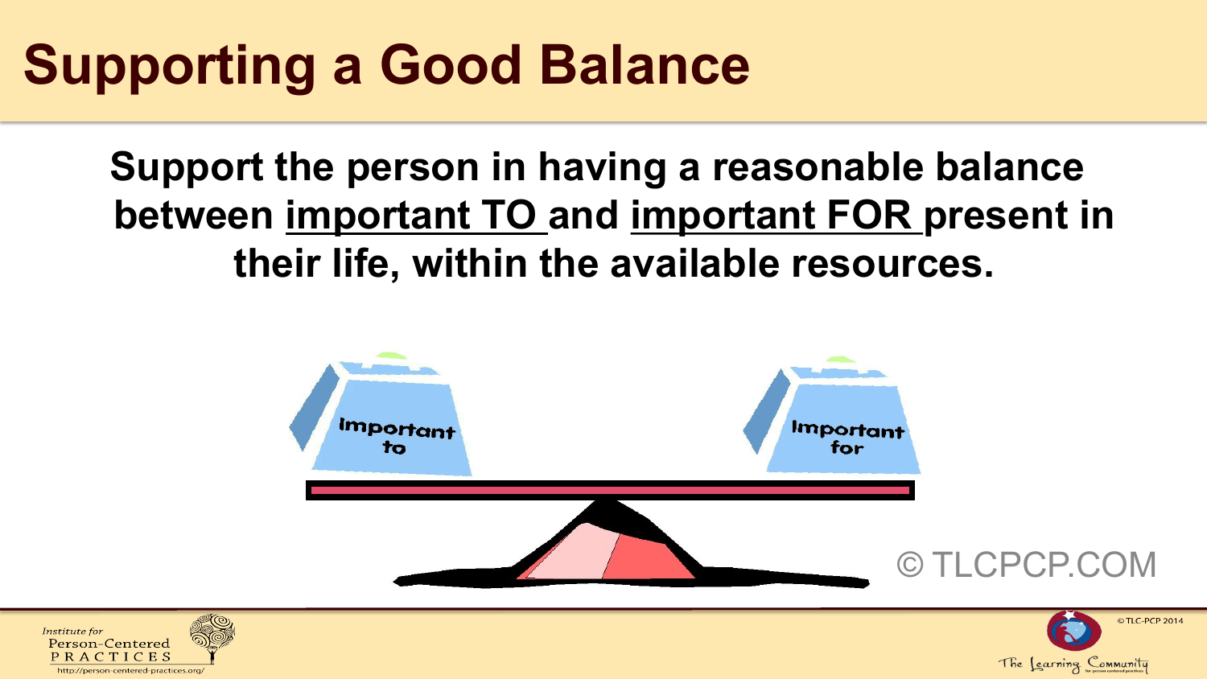# Supporting a Good Balance

**Support the person in having a reasonable balance between <u>important TO</u> and <u>important FOR</u> present in their life, within the available resources.**

Important to

Important for

© TLCPCP.COM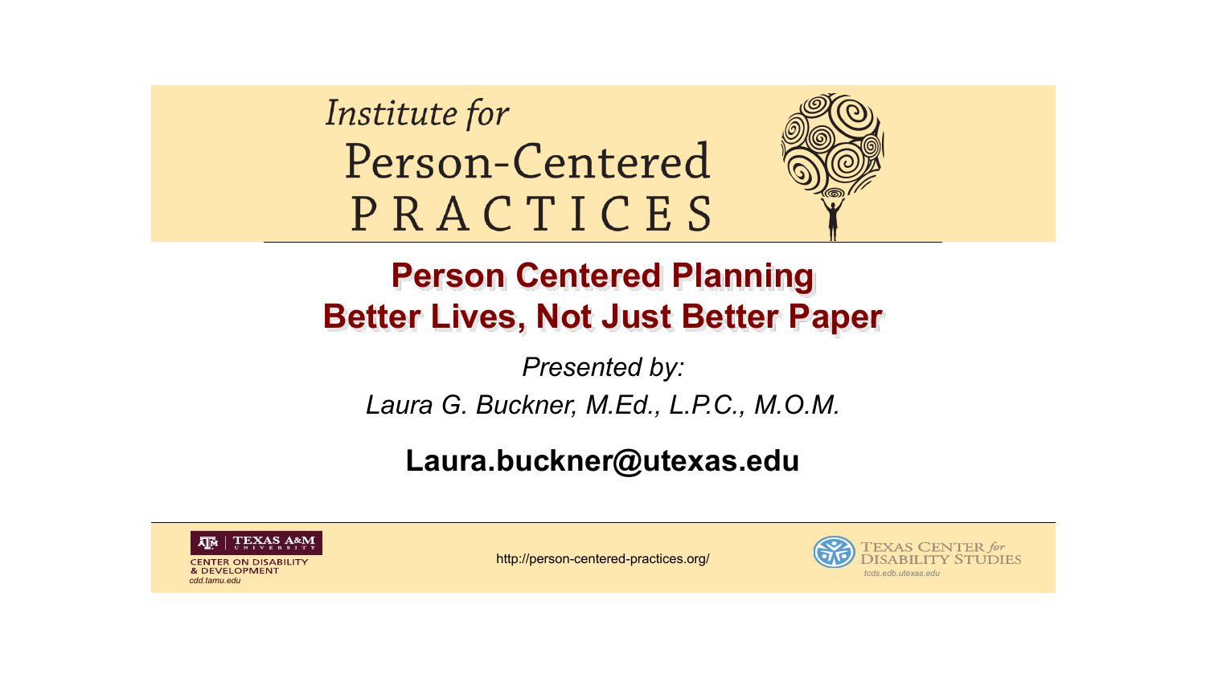Institute for

Person-Centered

PRACTICES

# Person Centered Planning
# Better Lives, Not Just Better Paper

*Presented by:*

*Laura G. Buckner, M.Ed., L.P.C., M.O.M.*

**Laura.buckner@utexas.edu**

TEXAS A&M UNIVERSITY
CENTER ON DISABILITY & DEVELOPMENT
*cdd.tamu.edu*

http://person-centered-practices.org/

TEXAS CENTER *for* DISABILITY STUDIES
*tcds.edb.utexas.edu*